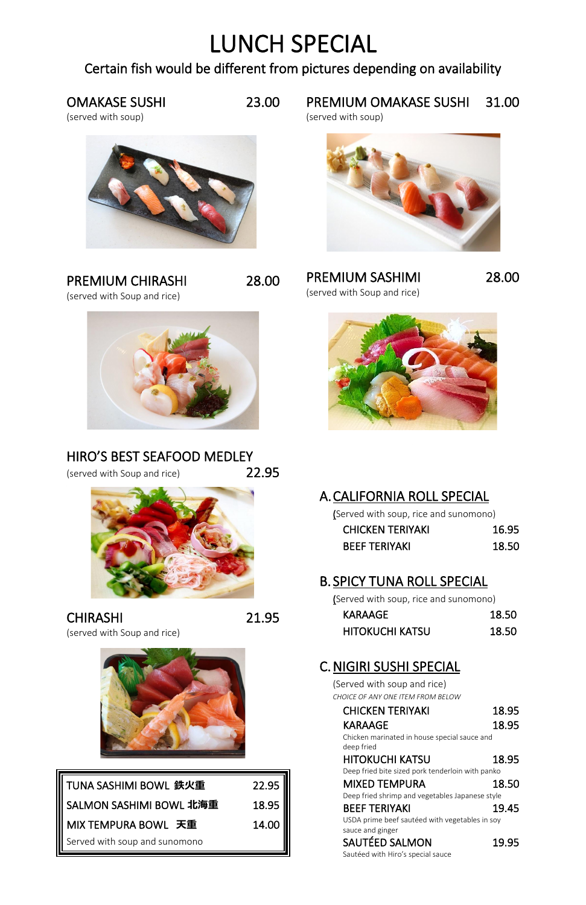# LUNCH SPECIAL

Certain fish would be different from pictures depending on availability

## OMAKASE SUSHI 23.00

(served with soup)

## PREMIUM OMAKASE SUSHI 31.00

(served with soup)

## PREMIUM CHIRASHI 28.00

(served with Soup and rice)

## PREMIUM SASHIMI 28.00

(served with Soup and rice)

## HIRO'S BEST SEAFOOD MEDLEY

(served with Soup and rice) 22.95

## CHIRASHI 21.95

(served with Soup and rice)

| | |
|---|---|
| TUNA SASHIMI BOWL 鉄火重 | 22.95 |
| SALMON SASHIMI BOWL 北海重 | 18.95 |
| MIX TEMPURA BOWL 天重 | 14.00 |
| Served with soup and sunomono | |

## A. CALIFORNIA ROLL SPECIAL

(Served with soup, rice and sunomono)

| | |
|---|---|
| CHICKEN TERIYAKI | 16.95 |
| BEEF TERIYAKI | 18.50 |

## B. SPICY TUNA ROLL SPECIAL

(Served with soup, rice and sunomono)

| | |
|---|---|
| KARAAGE | 18.50 |
| HITOKUCHI KATSU | 18.50 |

## C. NIGIRI SUSHI SPECIAL

(Served with soup and rice)

*CHOICE OF ANY ONE ITEM FROM BELOW*

| | |
|---|---|
| CHICKEN TERIYAKI | 18.95 |
| KARAAGE<br>Chicken marinated in house special sauce and deep fried | 18.95 |
| HITOKUCHI KATSU<br>Deep fried bite sized pork tenderloin with panko | 18.95 |
| MIXED TEMPURA<br>Deep fried shrimp and vegetables Japanese style | 18.50 |
| BEEF TERIYAKI<br>USDA prime beef sautéed with vegetables in soy sauce and ginger | 19.45 |
| SAUTÉED SALMON<br>Sautéed with Hiro's special sauce | 19.95 |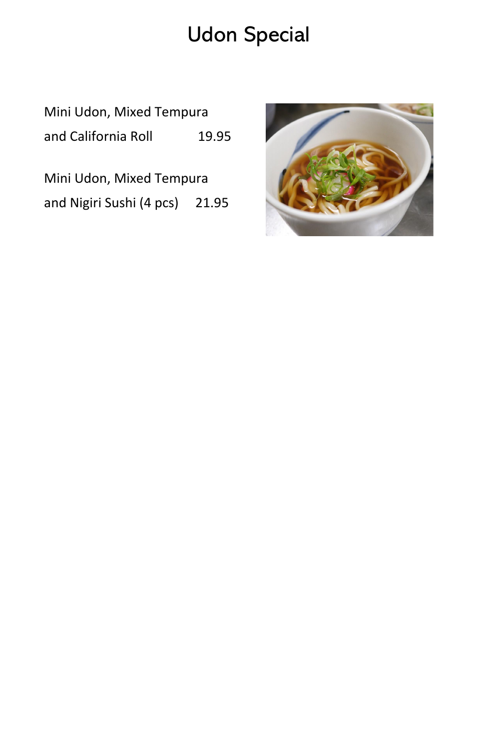# Udon Special

Mini Udon, Mixed Tempura
and California Roll 19.95

Mini Udon, Mixed Tempura
and Nigiri Sushi (4 pcs) 21.95